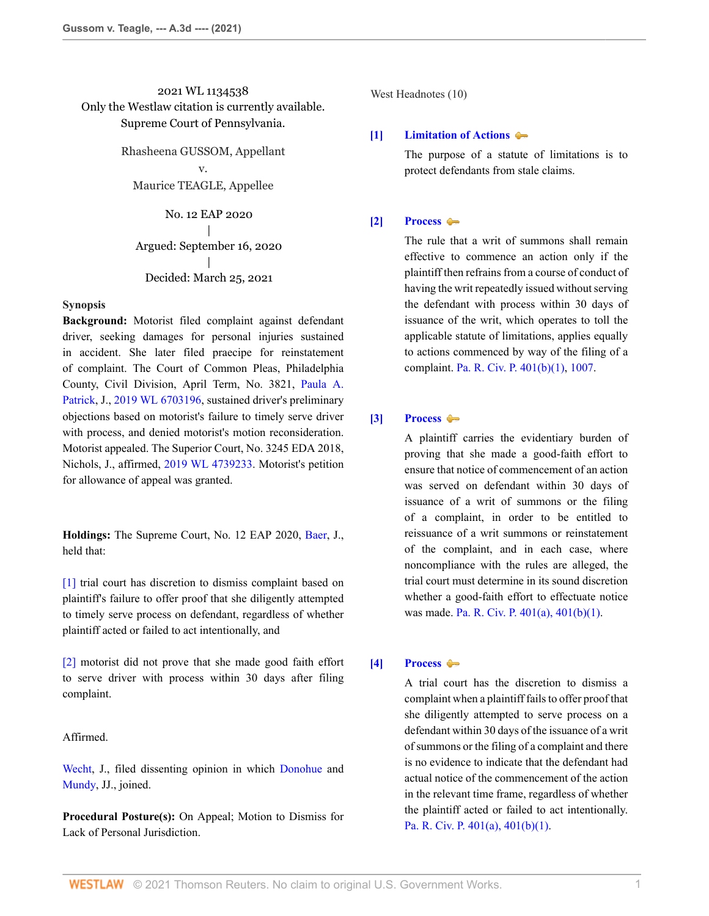2021 WL 1134538
Only the Westlaw citation is currently available.
Supreme Court of Pennsylvania.

Rhasheena GUSSOM, Appellant
v.
Maurice TEAGLE, Appellee

No. 12 EAP 2020
|
Argued: September 16, 2020
|
Decided: March 25, 2021

**Synopsis**

**Background:** Motorist filed complaint against defendant driver, seeking damages for personal injuries sustained in accident. She later filed praecipe for reinstatement of complaint. The Court of Common Pleas, Philadelphia County, Civil Division, April Term, No. 3821, Paula A. Patrick, J., 2019 WL 6703196, sustained driver's preliminary objections based on motorist's failure to timely serve driver with process, and denied motorist's motion reconsideration. Motorist appealed. The Superior Court, No. 3245 EDA 2018, Nichols, J., affirmed, 2019 WL 4739233. Motorist's petition for allowance of appeal was granted.

**Holdings:** The Supreme Court, No. 12 EAP 2020, Baer, J., held that:

[1] trial court has discretion to dismiss complaint based on plaintiff's failure to offer proof that she diligently attempted to timely serve process on defendant, regardless of whether plaintiff acted or failed to act intentionally, and

[2] motorist did not prove that she made good faith effort to serve driver with process within 30 days after filing complaint.

Affirmed.

Wecht, J., filed dissenting opinion in which Donohue and Mundy, JJ., joined.

**Procedural Posture(s):** On Appeal; Motion to Dismiss for Lack of Personal Jurisdiction.

West Headnotes (10)

[1] **Limitation of Actions**

The purpose of a statute of limitations is to protect defendants from stale claims.

[2] **Process**

The rule that a writ of summons shall remain effective to commence an action only if the plaintiff then refrains from a course of conduct of having the writ repeatedly issued without serving the defendant with process within 30 days of issuance of the writ, which operates to toll the applicable statute of limitations, applies equally to actions commenced by way of the filing of a complaint. Pa. R. Civ. P. 401(b)(1), 1007.

[3] **Process**

A plaintiff carries the evidentiary burden of proving that she made a good-faith effort to ensure that notice of commencement of an action was served on defendant within 30 days of issuance of a writ of summons or the filing of a complaint, in order to be entitled to reissuance of a writ summons or reinstatement of the complaint, and in each case, where noncompliance with the rules are alleged, the trial court must determine in its sound discretion whether a good-faith effort to effectuate notice was made. Pa. R. Civ. P. 401(a), 401(b)(1).

[4] **Process**

A trial court has the discretion to dismiss a complaint when a plaintiff fails to offer proof that she diligently attempted to serve process on a defendant within 30 days of the issuance of a writ of summons or the filing of a complaint and there is no evidence to indicate that the defendant had actual notice of the commencement of the action in the relevant time frame, regardless of whether the plaintiff acted or failed to act intentionally. Pa. R. Civ. P. 401(a), 401(b)(1).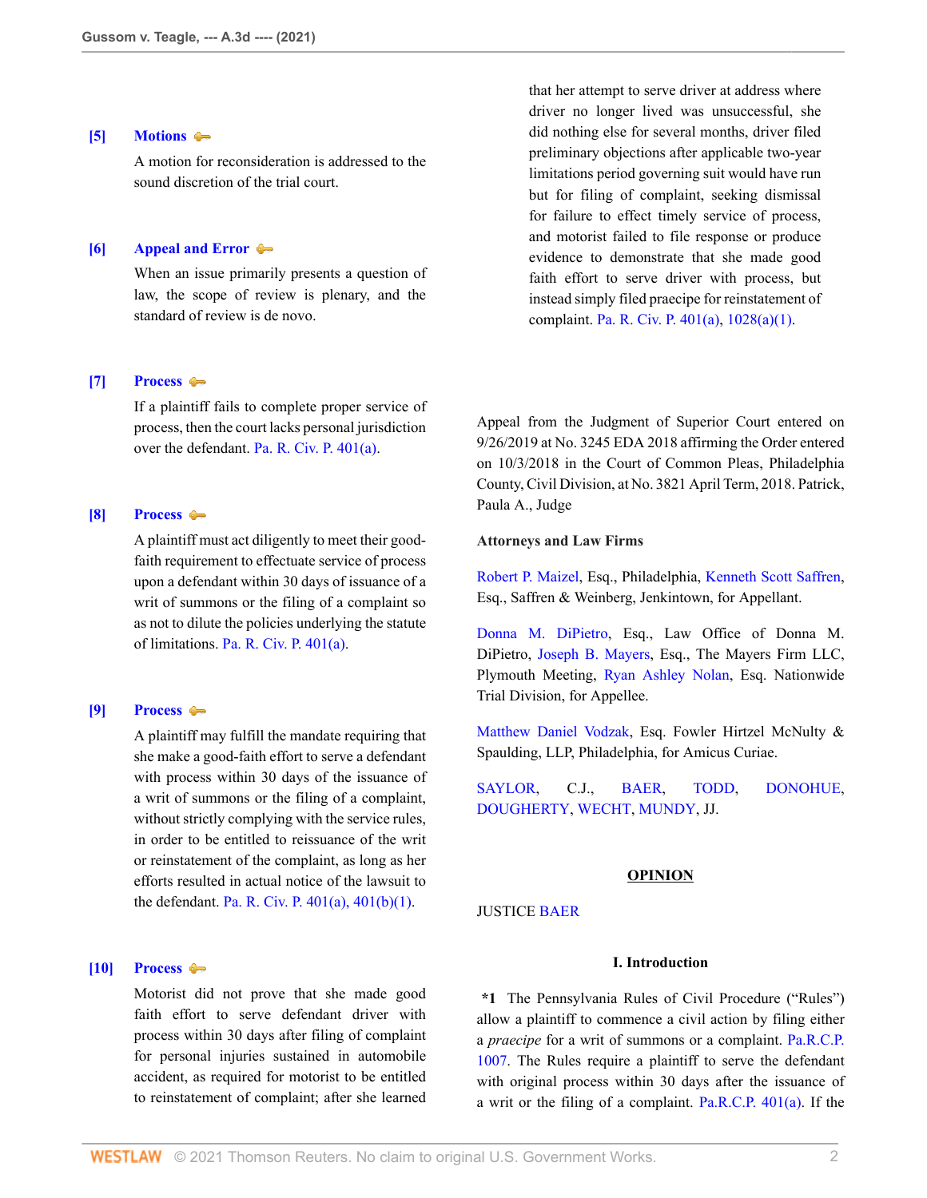**[5] Motions**

A motion for reconsideration is addressed to the sound discretion of the trial court.

**[6] Appeal and Error**

When an issue primarily presents a question of law, the scope of review is plenary, and the standard of review is de novo.

**[7] Process**

If a plaintiff fails to complete proper service of process, then the court lacks personal jurisdiction over the defendant. Pa. R. Civ. P. 401(a).

**[8] Process**

A plaintiff must act diligently to meet their good-faith requirement to effectuate service of process upon a defendant within 30 days of issuance of a writ of summons or the filing of a complaint so as not to dilute the policies underlying the statute of limitations. Pa. R. Civ. P. 401(a).

**[9] Process**

A plaintiff may fulfill the mandate requiring that she make a good-faith effort to serve a defendant with process within 30 days of the issuance of a writ of summons or the filing of a complaint, without strictly complying with the service rules, in order to be entitled to reissuance of the writ or reinstatement of the complaint, as long as her efforts resulted in actual notice of the lawsuit to the defendant. Pa. R. Civ. P. 401(a), 401(b)(1).

**[10] Process**

Motorist did not prove that she made good faith effort to serve defendant driver with process within 30 days after filing of complaint for personal injuries sustained in automobile accident, as required for motorist to be entitled to reinstatement of complaint; after she learned that her attempt to serve driver at address where driver no longer lived was unsuccessful, she did nothing else for several months, driver filed preliminary objections after applicable two-year limitations period governing suit would have run but for filing of complaint, seeking dismissal for failure to effect timely service of process, and motorist failed to file response or produce evidence to demonstrate that she made good faith effort to serve driver with process, but instead simply filed praecipe for reinstatement of complaint. Pa. R. Civ. P. 401(a), 1028(a)(1).

Appeal from the Judgment of Superior Court entered on 9/26/2019 at No. 3245 EDA 2018 affirming the Order entered on 10/3/2018 in the Court of Common Pleas, Philadelphia County, Civil Division, at No. 3821 April Term, 2018. Patrick, Paula A., Judge

**Attorneys and Law Firms**

Robert P. Maizel, Esq., Philadelphia, Kenneth Scott Saffren, Esq., Saffren & Weinberg, Jenkintown, for Appellant.

Donna M. DiPietro, Esq., Law Office of Donna M. DiPietro, Joseph B. Mayers, Esq., The Mayers Firm LLC, Plymouth Meeting, Ryan Ashley Nolan, Esq. Nationwide Trial Division, for Appellee.

Matthew Daniel Vodzak, Esq. Fowler Hirtzel McNulty & Spaulding, LLP, Philadelphia, for Amicus Curiae.

SAYLOR, C.J., BAER, TODD, DONOHUE, DOUGHERTY, WECHT, MUNDY, JJ.

## OPINION

JUSTICE BAER

### I. Introduction

**\*1** The Pennsylvania Rules of Civil Procedure ("Rules") allow a plaintiff to commence a civil action by filing either a *praecipe* for a writ of summons or a complaint. Pa.R.C.P. 1007. The Rules require a plaintiff to serve the defendant with original process within 30 days after the issuance of a writ or the filing of a complaint. Pa.R.C.P. 401(a). If the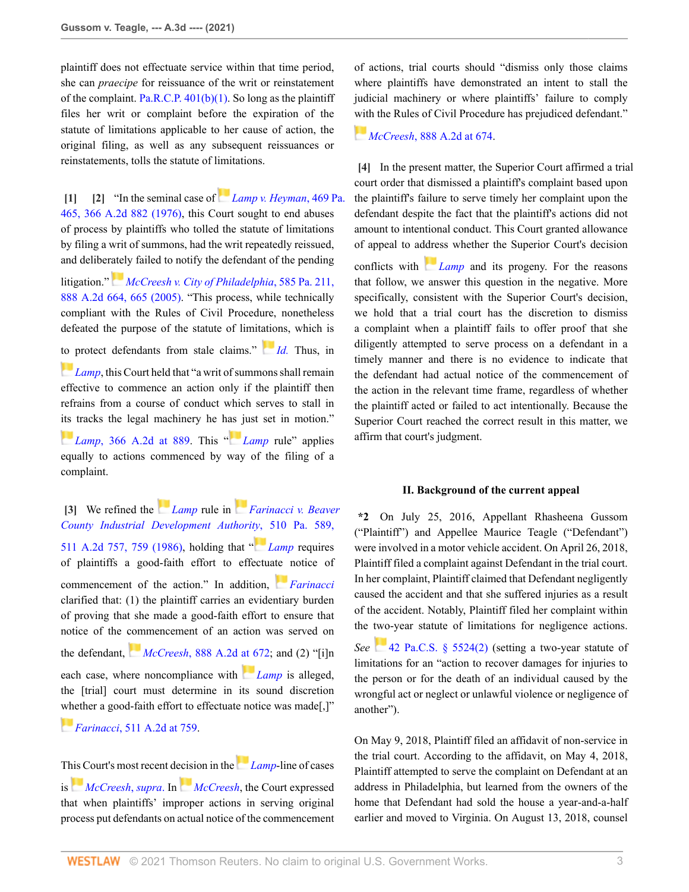plaintiff does not effectuate service within that time period, she can *praecipe* for reissuance of the writ or reinstatement of the complaint. Pa.R.C.P. 401(b)(1). So long as the plaintiff files her writ or complaint before the expiration of the statute of limitations applicable to her cause of action, the original filing, as well as any subsequent reissuances or reinstatements, tolls the statute of limitations.

**[1]** **[2]** "In the seminal case of *Lamp v. Heyman*, 469 Pa. 465, 366 A.2d 882 (1976), this Court sought to end abuses of process by plaintiffs who tolled the statute of limitations by filing a writ of summons, had the writ repeatedly reissued, and deliberately failed to notify the defendant of the pending litigation." *McCreesh v. City of Philadelphia*, 585 Pa. 211, 888 A.2d 664, 665 (2005). "This process, while technically compliant with the Rules of Civil Procedure, nonetheless defeated the purpose of the statute of limitations, which is to protect defendants from stale claims." *Id.* Thus, in *Lamp*, this Court held that "a writ of summons shall remain effective to commence an action only if the plaintiff then refrains from a course of conduct which serves to stall in its tracks the legal machinery he has just set in motion." *Lamp*, 366 A.2d at 889. This "*Lamp* rule" applies equally to actions commenced by way of the filing of a complaint.

**[3]** We refined the *Lamp* rule in *Farinacci v. Beaver County Industrial Development Authority*, 510 Pa. 589, 511 A.2d 757, 759 (1986), holding that "*Lamp* requires of plaintiffs a good-faith effort to effectuate notice of commencement of the action." In addition, *Farinacci* clarified that: (1) the plaintiff carries an evidentiary burden of proving that she made a good-faith effort to ensure that notice of the commencement of an action was served on the defendant, *McCreesh*, 888 A.2d at 672; and (2) "[i]n each case, where noncompliance with *Lamp* is alleged, the [trial] court must determine in its sound discretion whether a good-faith effort to effectuate notice was made[,]" *Farinacci*, 511 A.2d at 759.

This Court's most recent decision in the *Lamp*-line of cases is *McCreesh, supra*. In *McCreesh*, the Court expressed that when plaintiffs' improper actions in serving original process put defendants on actual notice of the commencement of actions, trial courts should "dismiss only those claims where plaintiffs have demonstrated an intent to stall the judicial machinery or where plaintiffs' failure to comply with the Rules of Civil Procedure has prejudiced defendant." *McCreesh*, 888 A.2d at 674.

**[4]** In the present matter, the Superior Court affirmed a trial court order that dismissed a plaintiff's complaint based upon the plaintiff's failure to serve timely her complaint upon the defendant despite the fact that the plaintiff's actions did not amount to intentional conduct. This Court granted allowance of appeal to address whether the Superior Court's decision conflicts with *Lamp* and its progeny. For the reasons that follow, we answer this question in the negative. More specifically, consistent with the Superior Court's decision, we hold that a trial court has the discretion to dismiss a complaint when a plaintiff fails to offer proof that she diligently attempted to serve process on a defendant in a timely manner and there is no evidence to indicate that the defendant had actual notice of the commencement of the action in the relevant time frame, regardless of whether the plaintiff acted or failed to act intentionally. Because the Superior Court reached the correct result in this matter, we affirm that court's judgment.

## II. Background of the current appeal

**\*2** On July 25, 2016, Appellant Rhasheena Gussom ("Plaintiff") and Appellee Maurice Teagle ("Defendant") were involved in a motor vehicle accident. On April 26, 2018, Plaintiff filed a complaint against Defendant in the trial court. In her complaint, Plaintiff claimed that Defendant negligently caused the accident and that she suffered injuries as a result of the accident. Notably, Plaintiff filed her complaint within the two-year statute of limitations for negligence actions. *See* 42 Pa.C.S. § 5524(2) (setting a two-year statute of limitations for an "action to recover damages for injuries to the person or for the death of an individual caused by the wrongful act or neglect or unlawful violence or negligence of another").

On May 9, 2018, Plaintiff filed an affidavit of non-service in the trial court. According to the affidavit, on May 4, 2018, Plaintiff attempted to serve the complaint on Defendant at an address in Philadelphia, but learned from the owners of the home that Defendant had sold the house a year-and-a-half earlier and moved to Virginia. On August 13, 2018, counsel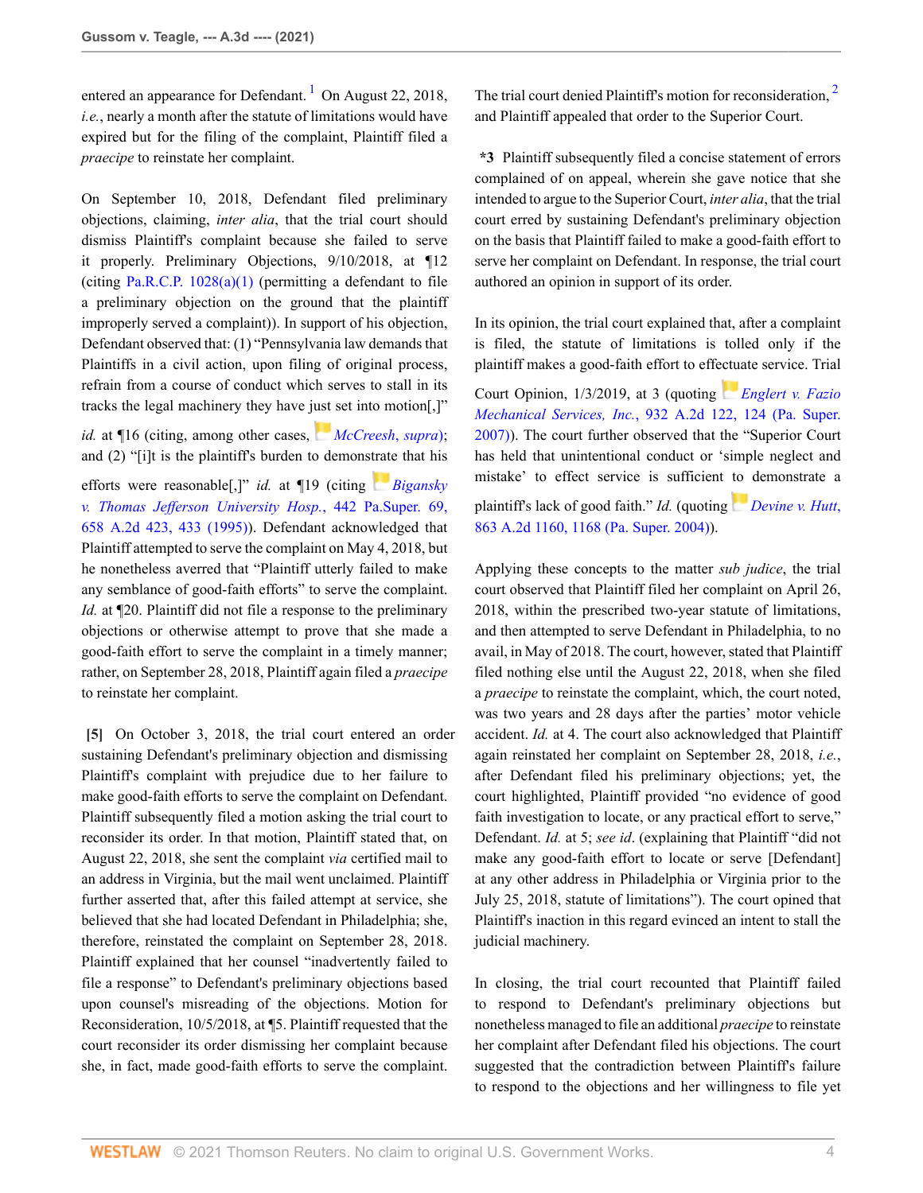entered an appearance for Defendant. [1] On August 22, 2018, *i.e.*, nearly a month after the statute of limitations would have expired but for the filing of the complaint, Plaintiff filed a *praecipe* to reinstate her complaint.

On September 10, 2018, Defendant filed preliminary objections, claiming, *inter alia*, that the trial court should dismiss Plaintiff's complaint because she failed to serve it properly. Preliminary Objections, 9/10/2018, at ¶12 (citing Pa.R.C.P. 1028(a)(1) (permitting a defendant to file a preliminary objection on the ground that the plaintiff improperly served a complaint)). In support of his objection, Defendant observed that: (1) "Pennsylvania law demands that Plaintiffs in a civil action, upon filing of original process, refrain from a course of conduct which serves to stall in its tracks the legal machinery they have just set into motion[,]" *id.* at ¶16 (citing, among other cases, *McCreesh, supra*); and (2) "[i]t is the plaintiff's burden to demonstrate that his efforts were reasonable[,]" *id.* at ¶19 (citing *Bigansky v. Thomas Jefferson University Hosp.*, 442 Pa.Super. 69, 658 A.2d 423, 433 (1995)). Defendant acknowledged that Plaintiff attempted to serve the complaint on May 4, 2018, but he nonetheless averred that "Plaintiff utterly failed to make any semblance of good-faith efforts" to serve the complaint. *Id.* at ¶20. Plaintiff did not file a response to the preliminary objections or otherwise attempt to prove that she made a good-faith effort to serve the complaint in a timely manner; rather, on September 28, 2018, Plaintiff again filed a *praecipe* to reinstate her complaint.

**[5]** On October 3, 2018, the trial court entered an order sustaining Defendant's preliminary objection and dismissing Plaintiff's complaint with prejudice due to her failure to make good-faith efforts to serve the complaint on Defendant. Plaintiff subsequently filed a motion asking the trial court to reconsider its order. In that motion, Plaintiff stated that, on August 22, 2018, she sent the complaint *via* certified mail to an address in Virginia, but the mail went unclaimed. Plaintiff further asserted that, after this failed attempt at service, she believed that she had located Defendant in Philadelphia; she, therefore, reinstated the complaint on September 28, 2018. Plaintiff explained that her counsel "inadvertently failed to file a response" to Defendant's preliminary objections based upon counsel's misreading of the objections. Motion for Reconsideration, 10/5/2018, at ¶5. Plaintiff requested that the court reconsider its order dismissing her complaint because she, in fact, made good-faith efforts to serve the complaint.

The trial court denied Plaintiff's motion for reconsideration, [2] and Plaintiff appealed that order to the Superior Court.

**\*3** Plaintiff subsequently filed a concise statement of errors complained of on appeal, wherein she gave notice that she intended to argue to the Superior Court, *inter alia*, that the trial court erred by sustaining Defendant's preliminary objection on the basis that Plaintiff failed to make a good-faith effort to serve her complaint on Defendant. In response, the trial court authored an opinion in support of its order.

In its opinion, the trial court explained that, after a complaint is filed, the statute of limitations is tolled only if the plaintiff makes a good-faith effort to effectuate service. Trial Court Opinion, 1/3/2019, at 3 (quoting *Englert v. Fazio Mechanical Services, Inc.*, 932 A.2d 122, 124 (Pa. Super. 2007)). The court further observed that the "Superior Court has held that unintentional conduct or 'simple neglect and mistake' to effect service is sufficient to demonstrate a plaintiff's lack of good faith." *Id.* (quoting *Devine v. Hutt*, 863 A.2d 1160, 1168 (Pa. Super. 2004)).

Applying these concepts to the matter *sub judice*, the trial court observed that Plaintiff filed her complaint on April 26, 2018, within the prescribed two-year statute of limitations, and then attempted to serve Defendant in Philadelphia, to no avail, in May of 2018. The court, however, stated that Plaintiff filed nothing else until the August 22, 2018, when she filed a *praecipe* to reinstate the complaint, which, the court noted, was two years and 28 days after the parties' motor vehicle accident. *Id.* at 4. The court also acknowledged that Plaintiff again reinstated her complaint on September 28, 2018, *i.e.*, after Defendant filed his preliminary objections; yet, the court highlighted, Plaintiff provided "no evidence of good faith investigation to locate, or any practical effort to serve," Defendant. *Id.* at 5; *see id*. (explaining that Plaintiff "did not make any good-faith effort to locate or serve [Defendant] at any other address in Philadelphia or Virginia prior to the July 25, 2018, statute of limitations"). The court opined that Plaintiff's inaction in this regard evinced an intent to stall the judicial machinery.

In closing, the trial court recounted that Plaintiff failed to respond to Defendant's preliminary objections but nonetheless managed to file an additional *praecipe* to reinstate her complaint after Defendant filed his objections. The court suggested that the contradiction between Plaintiff's failure to respond to the objections and her willingness to file yet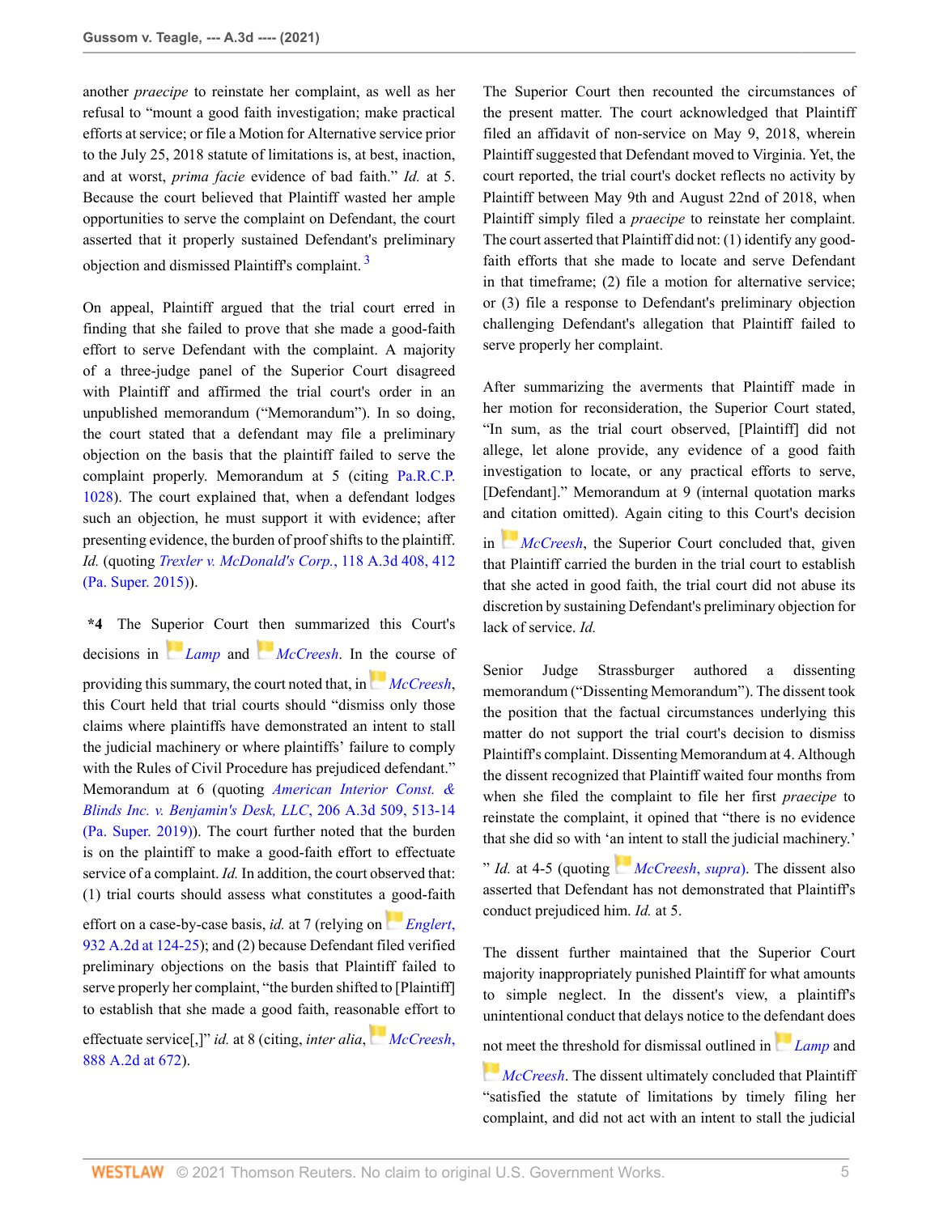another *praecipe* to reinstate her complaint, as well as her refusal to "mount a good faith investigation; make practical efforts at service; or file a Motion for Alternative service prior to the July 25, 2018 statute of limitations is, at best, inaction, and at worst, *prima facie* evidence of bad faith." *Id.* at 5. Because the court believed that Plaintiff wasted her ample opportunities to serve the complaint on Defendant, the court asserted that it properly sustained Defendant's preliminary objection and dismissed Plaintiff's complaint. [3]

On appeal, Plaintiff argued that the trial court erred in finding that she failed to prove that she made a good-faith effort to serve Defendant with the complaint. A majority of a three-judge panel of the Superior Court disagreed with Plaintiff and affirmed the trial court's order in an unpublished memorandum ("Memorandum"). In so doing, the court stated that a defendant may file a preliminary objection on the basis that the plaintiff failed to serve the complaint properly. Memorandum at 5 (citing Pa.R.C.P. 1028). The court explained that, when a defendant lodges such an objection, he must support it with evidence; after presenting evidence, the burden of proof shifts to the plaintiff. *Id.* (quoting *Trexler v. McDonald's Corp.*, 118 A.3d 408, 412 (Pa. Super. 2015)).

**\*4** The Superior Court then summarized this Court's decisions in *Lamp* and *McCreesh*. In the course of providing this summary, the court noted that, in *McCreesh*, this Court held that trial courts should "dismiss only those claims where plaintiffs have demonstrated an intent to stall the judicial machinery or where plaintiffs' failure to comply with the Rules of Civil Procedure has prejudiced defendant." Memorandum at 6 (quoting *American Interior Const. & Blinds Inc. v. Benjamin's Desk, LLC*, 206 A.3d 509, 513-14 (Pa. Super. 2019)). The court further noted that the burden is on the plaintiff to make a good-faith effort to effectuate service of a complaint. *Id.* In addition, the court observed that: (1) trial courts should assess what constitutes a good-faith effort on a case-by-case basis, *id.* at 7 (relying on *Englert*, 932 A.2d at 124-25); and (2) because Defendant filed verified preliminary objections on the basis that Plaintiff failed to serve properly her complaint, "the burden shifted to [Plaintiff] to establish that she made a good faith, reasonable effort to effectuate service[,]" *id.* at 8 (citing, *inter alia*, *McCreesh*, 888 A.2d at 672).

The Superior Court then recounted the circumstances of the present matter. The court acknowledged that Plaintiff filed an affidavit of non-service on May 9, 2018, wherein Plaintiff suggested that Defendant moved to Virginia. Yet, the court reported, the trial court's docket reflects no activity by Plaintiff between May 9th and August 22nd of 2018, when Plaintiff simply filed a *praecipe* to reinstate her complaint. The court asserted that Plaintiff did not: (1) identify any good-faith efforts that she made to locate and serve Defendant in that timeframe; (2) file a motion for alternative service; or (3) file a response to Defendant's preliminary objection challenging Defendant's allegation that Plaintiff failed to serve properly her complaint.

After summarizing the averments that Plaintiff made in her motion for reconsideration, the Superior Court stated, "In sum, as the trial court observed, [Plaintiff] did not allege, let alone provide, any evidence of a good faith investigation to locate, or any practical efforts to serve, [Defendant]." Memorandum at 9 (internal quotation marks and citation omitted). Again citing to this Court's decision in *McCreesh*, the Superior Court concluded that, given that Plaintiff carried the burden in the trial court to establish that she acted in good faith, the trial court did not abuse its discretion by sustaining Defendant's preliminary objection for lack of service. *Id.*

Senior Judge Strassburger authored a dissenting memorandum ("Dissenting Memorandum"). The dissent took the position that the factual circumstances underlying this matter do not support the trial court's decision to dismiss Plaintiff's complaint. Dissenting Memorandum at 4. Although the dissent recognized that Plaintiff waited four months from when she filed the complaint to file her first *praecipe* to reinstate the complaint, it opined that "there is no evidence that she did so with 'an intent to stall the judicial machinery.' " *Id.* at 4-5 (quoting *McCreesh, supra*). The dissent also asserted that Defendant has not demonstrated that Plaintiff's conduct prejudiced him. *Id.* at 5.

The dissent further maintained that the Superior Court majority inappropriately punished Plaintiff for what amounts to simple neglect. In the dissent's view, a plaintiff's unintentional conduct that delays notice to the defendant does not meet the threshold for dismissal outlined in *Lamp* and *McCreesh*. The dissent ultimately concluded that Plaintiff "satisfied the statute of limitations by timely filing her complaint, and did not act with an intent to stall the judicial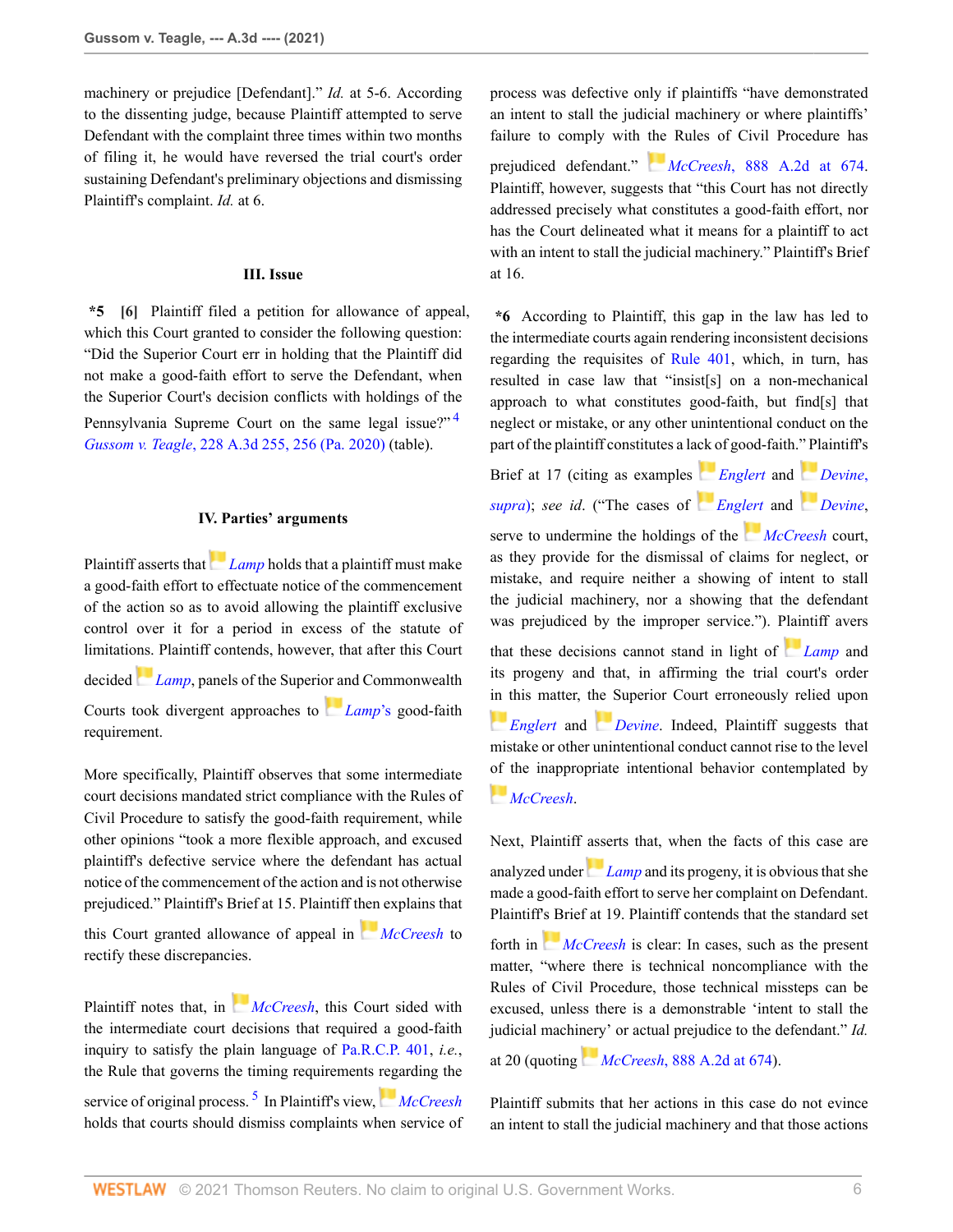machinery or prejudice [Defendant]." *Id.* at 5-6. According to the dissenting judge, because Plaintiff attempted to serve Defendant with the complaint three times within two months of filing it, he would have reversed the trial court's order sustaining Defendant's preliminary objections and dismissing Plaintiff's complaint. *Id.* at 6.

### III. Issue

**\*5 [6]** Plaintiff filed a petition for allowance of appeal, which this Court granted to consider the following question: "Did the Superior Court err in holding that the Plaintiff did not make a good-faith effort to serve the Defendant, when the Superior Court's decision conflicts with holdings of the Pennsylvania Supreme Court on the same legal issue?" [4] *Gussom v. Teagle*, 228 A.3d 255, 256 (Pa. 2020) (table).

### IV. Parties' arguments

Plaintiff asserts that *Lamp* holds that a plaintiff must make a good-faith effort to effectuate notice of the commencement of the action so as to avoid allowing the plaintiff exclusive control over it for a period in excess of the statute of limitations. Plaintiff contends, however, that after this Court decided *Lamp*, panels of the Superior and Commonwealth Courts took divergent approaches to *Lamp's* good-faith requirement.

More specifically, Plaintiff observes that some intermediate court decisions mandated strict compliance with the Rules of Civil Procedure to satisfy the good-faith requirement, while other opinions "took a more flexible approach, and excused plaintiff's defective service where the defendant has actual notice of the commencement of the action and is not otherwise prejudiced." Plaintiff's Brief at 15. Plaintiff then explains that this Court granted allowance of appeal in *McCreesh* to rectify these discrepancies.

Plaintiff notes that, in *McCreesh*, this Court sided with the intermediate court decisions that required a good-faith inquiry to satisfy the plain language of Pa.R.C.P. 401, *i.e.*, the Rule that governs the timing requirements regarding the service of original process. [5] In Plaintiff's view, *McCreesh* holds that courts should dismiss complaints when service of process was defective only if plaintiffs "have demonstrated an intent to stall the judicial machinery or where plaintiffs' failure to comply with the Rules of Civil Procedure has prejudiced defendant." *McCreesh*, 888 A.2d at 674. Plaintiff, however, suggests that "this Court has not directly addressed precisely what constitutes a good-faith effort, nor has the Court delineated what it means for a plaintiff to act with an intent to stall the judicial machinery." Plaintiff's Brief at 16.

**\*6** According to Plaintiff, this gap in the law has led to the intermediate courts again rendering inconsistent decisions regarding the requisites of Rule 401, which, in turn, has resulted in case law that "insist[s] on a non-mechanical approach to what constitutes good-faith, but find[s] that neglect or mistake, or any other unintentional conduct on the part of the plaintiff constitutes a lack of good-faith." Plaintiff's Brief at 17 (citing as examples *Englert* and *Devine, supra*); *see id*. ("The cases of *Englert* and *Devine*, serve to undermine the holdings of the *McCreesh* court, as they provide for the dismissal of claims for neglect, or mistake, and require neither a showing of intent to stall the judicial machinery, nor a showing that the defendant was prejudiced by the improper service."). Plaintiff avers that these decisions cannot stand in light of *Lamp* and its progeny and that, in affirming the trial court's order in this matter, the Superior Court erroneously relied upon *Englert* and *Devine*. Indeed, Plaintiff suggests that mistake or other unintentional conduct cannot rise to the level of the inappropriate intentional behavior contemplated by *McCreesh*.

Next, Plaintiff asserts that, when the facts of this case are analyzed under *Lamp* and its progeny, it is obvious that she made a good-faith effort to serve her complaint on Defendant. Plaintiff's Brief at 19. Plaintiff contends that the standard set forth in *McCreesh* is clear: In cases, such as the present matter, "where there is technical noncompliance with the Rules of Civil Procedure, those technical missteps can be excused, unless there is a demonstrable 'intent to stall the judicial machinery' or actual prejudice to the defendant." *Id.* at 20 (quoting *McCreesh*, 888 A.2d at 674).

Plaintiff submits that her actions in this case do not evince an intent to stall the judicial machinery and that those actions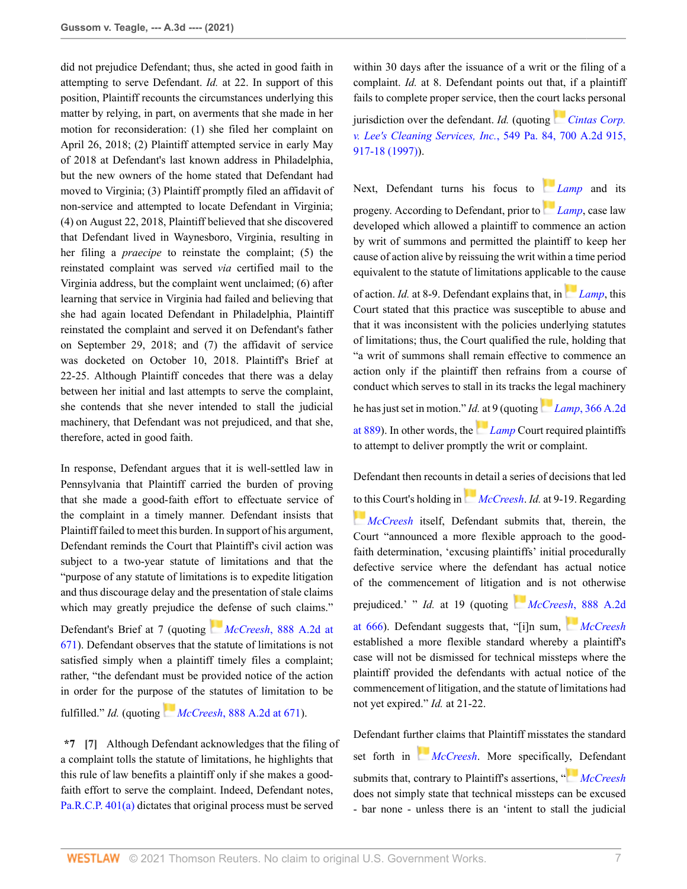did not prejudice Defendant; thus, she acted in good faith in attempting to serve Defendant. *Id.* at 22. In support of this position, Plaintiff recounts the circumstances underlying this matter by relying, in part, on averments that she made in her motion for reconsideration: (1) she filed her complaint on April 26, 2018; (2) Plaintiff attempted service in early May of 2018 at Defendant's last known address in Philadelphia, but the new owners of the home stated that Defendant had moved to Virginia; (3) Plaintiff promptly filed an affidavit of non-service and attempted to locate Defendant in Virginia; (4) on August 22, 2018, Plaintiff believed that she discovered that Defendant lived in Waynesboro, Virginia, resulting in her filing a *praecipe* to reinstate the complaint; (5) the reinstated complaint was served *via* certified mail to the Virginia address, but the complaint went unclaimed; (6) after learning that service in Virginia had failed and believing that she had again located Defendant in Philadelphia, Plaintiff reinstated the complaint and served it on Defendant's father on September 29, 2018; and (7) the affidavit of service was docketed on October 10, 2018. Plaintiff's Brief at 22-25. Although Plaintiff concedes that there was a delay between her initial and last attempts to serve the complaint, she contends that she never intended to stall the judicial machinery, that Defendant was not prejudiced, and that she, therefore, acted in good faith.

In response, Defendant argues that it is well-settled law in Pennsylvania that Plaintiff carried the burden of proving that she made a good-faith effort to effectuate service of the complaint in a timely manner. Defendant insists that Plaintiff failed to meet this burden. In support of his argument, Defendant reminds the Court that Plaintiff's civil action was subject to a two-year statute of limitations and that the "purpose of any statute of limitations is to expedite litigation and thus discourage delay and the presentation of stale claims which may greatly prejudice the defense of such claims." Defendant's Brief at 7 (quoting *McCreesh*, 888 A.2d at 671). Defendant observes that the statute of limitations is not satisfied simply when a plaintiff timely files a complaint; rather, "the defendant must be provided notice of the action in order for the purpose of the statutes of limitation to be fulfilled." *Id.* (quoting *McCreesh*, 888 A.2d at 671).

**\*7 [7]** Although Defendant acknowledges that the filing of a complaint tolls the statute of limitations, he highlights that this rule of law benefits a plaintiff only if she makes a good-faith effort to serve the complaint. Indeed, Defendant notes, Pa.R.C.P. 401(a) dictates that original process must be served within 30 days after the issuance of a writ or the filing of a complaint. *Id.* at 8. Defendant points out that, if a plaintiff fails to complete proper service, then the court lacks personal jurisdiction over the defendant. *Id.* (quoting *Cintas Corp. v. Lee's Cleaning Services, Inc.*, 549 Pa. 84, 700 A.2d 915, 917-18 (1997)).

Next, Defendant turns his focus to *Lamp* and its progeny. According to Defendant, prior to *Lamp*, case law developed which allowed a plaintiff to commence an action by writ of summons and permitted the plaintiff to keep her cause of action alive by reissuing the writ within a time period equivalent to the statute of limitations applicable to the cause of action. *Id.* at 8-9. Defendant explains that, in *Lamp*, this Court stated that this practice was susceptible to abuse and that it was inconsistent with the policies underlying statutes of limitations; thus, the Court qualified the rule, holding that "a writ of summons shall remain effective to commence an action only if the plaintiff then refrains from a course of conduct which serves to stall in its tracks the legal machinery he has just set in motion." *Id.* at 9 (quoting *Lamp*, 366 A.2d at 889). In other words, the *Lamp* Court required plaintiffs to attempt to deliver promptly the writ or complaint.

Defendant then recounts in detail a series of decisions that led to this Court's holding in *McCreesh*. *Id.* at 9-19. Regarding *McCreesh* itself, Defendant submits that, therein, the Court "announced a more flexible approach to the good-faith determination, 'excusing plaintiffs' initial procedurally defective service where the defendant has actual notice of the commencement of litigation and is not otherwise prejudiced.' " *Id.* at 19 (quoting *McCreesh*, 888 A.2d at 666). Defendant suggests that, "[i]n sum, *McCreesh* established a more flexible standard whereby a plaintiff's case will not be dismissed for technical missteps where the plaintiff provided the defendants with actual notice of the commencement of litigation, and the statute of limitations had not yet expired." *Id.* at 21-22.

Defendant further claims that Plaintiff misstates the standard set forth in *McCreesh*. More specifically, Defendant submits that, contrary to Plaintiff's assertions, "*McCreesh* does not simply state that technical missteps can be excused - bar none - unless there is an 'intent to stall the judicial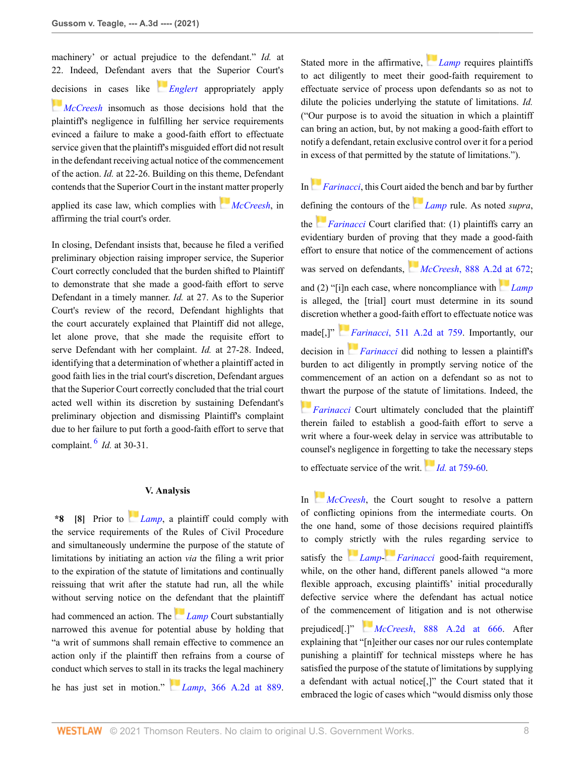machinery' or actual prejudice to the defendant." *Id.* at 22. Indeed, Defendant avers that the Superior Court's decisions in cases like *Englert* appropriately apply *McCreesh* insomuch as those decisions hold that the plaintiff's negligence in fulfilling her service requirements evinced a failure to make a good-faith effort to effectuate service given that the plaintiff's misguided effort did not result in the defendant receiving actual notice of the commencement of the action. *Id.* at 22-26. Building on this theme, Defendant contends that the Superior Court in the instant matter properly applied its case law, which complies with *McCreesh*, in affirming the trial court's order.

In closing, Defendant insists that, because he filed a verified preliminary objection raising improper service, the Superior Court correctly concluded that the burden shifted to Plaintiff to demonstrate that she made a good-faith effort to serve Defendant in a timely manner. *Id.* at 27. As to the Superior Court's review of the record, Defendant highlights that the court accurately explained that Plaintiff did not allege, let alone prove, that she made the requisite effort to serve Defendant with her complaint. *Id.* at 27-28. Indeed, identifying that a determination of whether a plaintiff acted in good faith lies in the trial court's discretion, Defendant argues that the Superior Court correctly concluded that the trial court acted well within its discretion by sustaining Defendant's preliminary objection and dismissing Plaintiff's complaint due to her failure to put forth a good-faith effort to serve that complaint.[6] *Id.* at 30-31.

## V. Analysis

**\*8 [8]** Prior to *Lamp*, a plaintiff could comply with the service requirements of the Rules of Civil Procedure and simultaneously undermine the purpose of the statute of limitations by initiating an action *via* the filing a writ prior to the expiration of the statute of limitations and continually reissuing that writ after the statute had run, all the while without serving notice on the defendant that the plaintiff had commenced an action. The *Lamp* Court substantially narrowed this avenue for potential abuse by holding that "a writ of summons shall remain effective to commence an action only if the plaintiff then refrains from a course of conduct which serves to stall in its tracks the legal machinery he has just set in motion." *Lamp*, 366 A.2d at 889. Stated more in the affirmative, *Lamp* requires plaintiffs to act diligently to meet their good-faith requirement to effectuate service of process upon defendants so as not to dilute the policies underlying the statute of limitations. *Id.* ("Our purpose is to avoid the situation in which a plaintiff can bring an action, but, by not making a good-faith effort to notify a defendant, retain exclusive control over it for a period in excess of that permitted by the statute of limitations.").

In *Farinacci*, this Court aided the bench and bar by further defining the contours of the *Lamp* rule. As noted *supra*, the *Farinacci* Court clarified that: (1) plaintiffs carry an evidentiary burden of proving that they made a good-faith effort to ensure that notice of the commencement of actions was served on defendants, *McCreesh*, 888 A.2d at 672; and (2) "[i]n each case, where noncompliance with *Lamp* is alleged, the [trial] court must determine in its sound discretion whether a good-faith effort to effectuate notice was made[,]" *Farinacci*, 511 A.2d at 759. Importantly, our decision in *Farinacci* did nothing to lessen a plaintiff's burden to act diligently in promptly serving notice of the commencement of an action on a defendant so as not to thwart the purpose of the statute of limitations. Indeed, the *Farinacci* Court ultimately concluded that the plaintiff therein failed to establish a good-faith effort to serve a writ where a four-week delay in service was attributable to counsel's negligence in forgetting to take the necessary steps to effectuate service of the writ. *Id.* at 759-60.

In *McCreesh*, the Court sought to resolve a pattern of conflicting opinions from the intermediate courts. On the one hand, some of those decisions required plaintiffs to comply strictly with the rules regarding service to satisfy the *Lamp*-*Farinacci* good-faith requirement, while, on the other hand, different panels allowed "a more flexible approach, excusing plaintiffs' initial procedurally defective service where the defendant has actual notice of the commencement of litigation and is not otherwise prejudiced[.]" *McCreesh*, 888 A.2d at 666. After explaining that "[n]either our cases nor our rules contemplate punishing a plaintiff for technical missteps where he has satisfied the purpose of the statute of limitations by supplying a defendant with actual notice[,]" the Court stated that it embraced the logic of cases which "would dismiss only those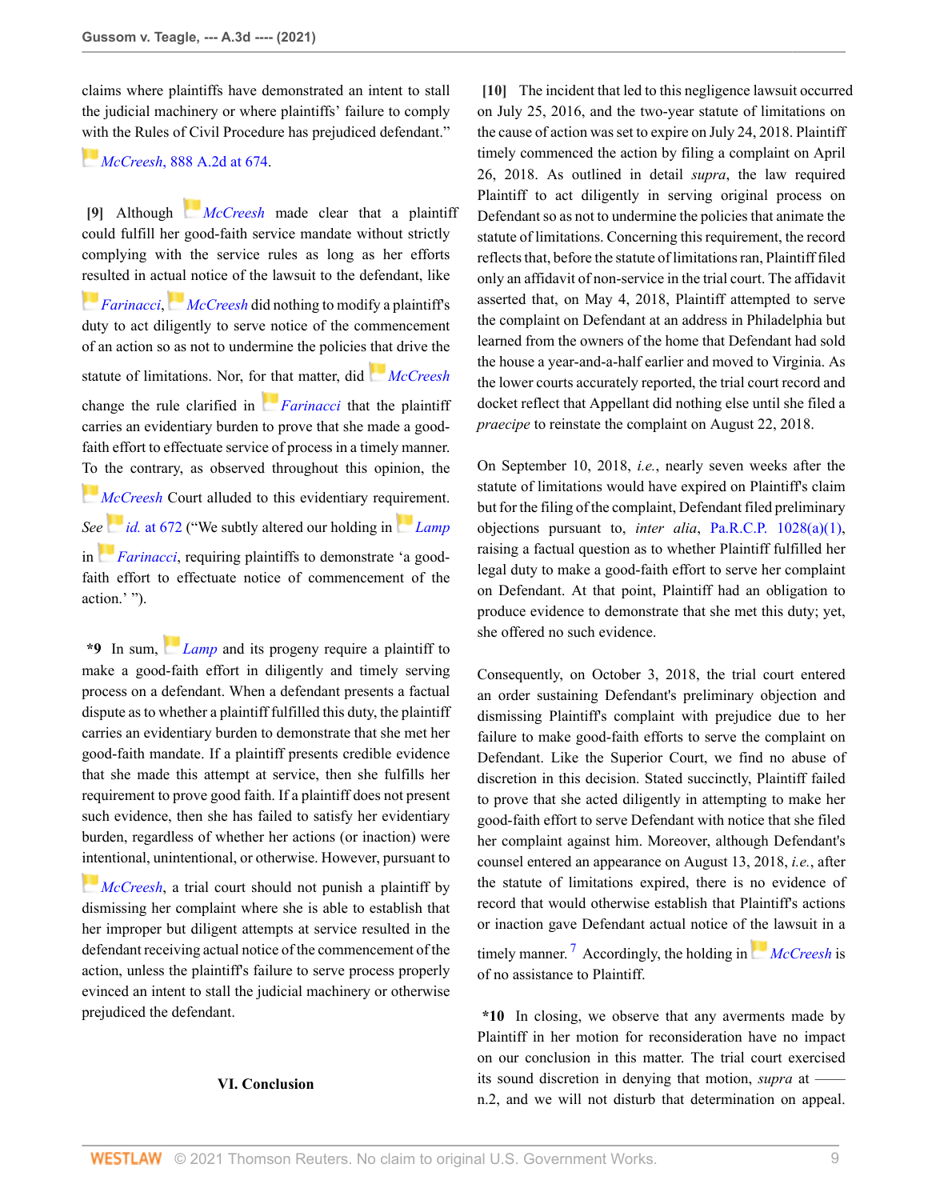claims where plaintiffs have demonstrated an intent to stall the judicial machinery or where plaintiffs' failure to comply with the Rules of Civil Procedure has prejudiced defendant." *McCreesh*, 888 A.2d at 674.

**[9]** Although *McCreesh* made clear that a plaintiff could fulfill her good-faith service mandate without strictly complying with the service rules as long as her efforts resulted in actual notice of the lawsuit to the defendant, like *Farinacci*, *McCreesh* did nothing to modify a plaintiff's duty to act diligently to serve notice of the commencement of an action so as not to undermine the policies that drive the statute of limitations. Nor, for that matter, did *McCreesh* change the rule clarified in *Farinacci* that the plaintiff carries an evidentiary burden to prove that she made a good-faith effort to effectuate service of process in a timely manner. To the contrary, as observed throughout this opinion, the *McCreesh* Court alluded to this evidentiary requirement. *See id.* at 672 ("We subtly altered our holding in *Lamp* in *Farinacci*, requiring plaintiffs to demonstrate 'a good-faith effort to effectuate notice of commencement of the action.' ").

**\*9** In sum, *Lamp* and its progeny require a plaintiff to make a good-faith effort in diligently and timely serving process on a defendant. When a defendant presents a factual dispute as to whether a plaintiff fulfilled this duty, the plaintiff carries an evidentiary burden to demonstrate that she met her good-faith mandate. If a plaintiff presents credible evidence that she made this attempt at service, then she fulfills her requirement to prove good faith. If a plaintiff does not present such evidence, then she has failed to satisfy her evidentiary burden, regardless of whether her actions (or inaction) were intentional, unintentional, or otherwise. However, pursuant to *McCreesh*, a trial court should not punish a plaintiff by dismissing her complaint where she is able to establish that her improper but diligent attempts at service resulted in the defendant receiving actual notice of the commencement of the action, unless the plaintiff's failure to serve process properly evinced an intent to stall the judicial machinery or otherwise prejudiced the defendant.

### VI. Conclusion

**[10]** The incident that led to this negligence lawsuit occurred on July 25, 2016, and the two-year statute of limitations on the cause of action was set to expire on July 24, 2018. Plaintiff timely commenced the action by filing a complaint on April 26, 2018. As outlined in detail *supra*, the law required Plaintiff to act diligently in serving original process on Defendant so as not to undermine the policies that animate the statute of limitations. Concerning this requirement, the record reflects that, before the statute of limitations ran, Plaintiff filed only an affidavit of non-service in the trial court. The affidavit asserted that, on May 4, 2018, Plaintiff attempted to serve the complaint on Defendant at an address in Philadelphia but learned from the owners of the home that Defendant had sold the house a year-and-a-half earlier and moved to Virginia. As the lower courts accurately reported, the trial court record and docket reflect that Appellant did nothing else until she filed a *praecipe* to reinstate the complaint on August 22, 2018.

On September 10, 2018, *i.e.*, nearly seven weeks after the statute of limitations would have expired on Plaintiff's claim but for the filing of the complaint, Defendant filed preliminary objections pursuant to, *inter alia*, Pa.R.C.P. 1028(a)(1), raising a factual question as to whether Plaintiff fulfilled her legal duty to make a good-faith effort to serve her complaint on Defendant. At that point, Plaintiff had an obligation to produce evidence to demonstrate that she met this duty; yet, she offered no such evidence.

Consequently, on October 3, 2018, the trial court entered an order sustaining Defendant's preliminary objection and dismissing Plaintiff's complaint with prejudice due to her failure to make good-faith efforts to serve the complaint on Defendant. Like the Superior Court, we find no abuse of discretion in this decision. Stated succinctly, Plaintiff failed to prove that she acted diligently in attempting to make her good-faith effort to serve Defendant with notice that she filed her complaint against him. Moreover, although Defendant's counsel entered an appearance on August 13, 2018, *i.e.*, after the statute of limitations expired, there is no evidence of record that would otherwise establish that Plaintiff's actions or inaction gave Defendant actual notice of the lawsuit in a timely manner.[7] Accordingly, the holding in *McCreesh* is of no assistance to Plaintiff.

**\*10** In closing, we observe that any averments made by Plaintiff in her motion for reconsideration have no impact on our conclusion in this matter. The trial court exercised its sound discretion in denying that motion, *supra* at —— n.2, and we will not disturb that determination on appeal.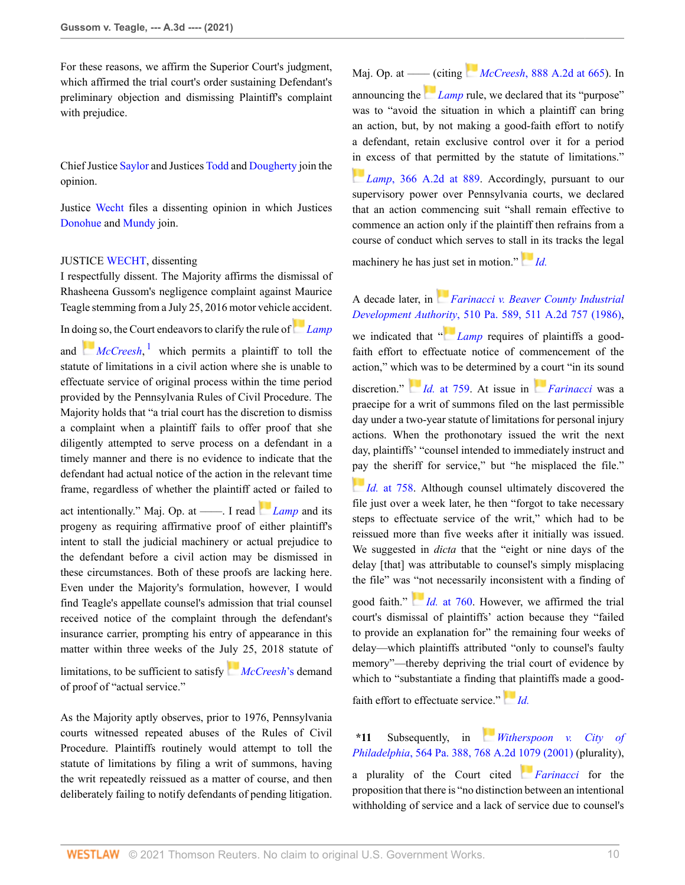For these reasons, we affirm the Superior Court's judgment, which affirmed the trial court's order sustaining Defendant's preliminary objection and dismissing Plaintiff's complaint with prejudice.

Chief Justice Saylor and Justices Todd and Dougherty join the opinion.

Justice Wecht files a dissenting opinion in which Justices Donohue and Mundy join.

JUSTICE WECHT, dissenting

I respectfully dissent. The Majority affirms the dismissal of Rhasheena Gussom's negligence complaint against Maurice Teagle stemming from a July 25, 2016 motor vehicle accident. In doing so, the Court endeavors to clarify the rule of *Lamp* and *McCreesh*,[1] which permits a plaintiff to toll the statute of limitations in a civil action where she is unable to effectuate service of original process within the time period provided by the Pennsylvania Rules of Civil Procedure. The Majority holds that "a trial court has the discretion to dismiss a complaint when a plaintiff fails to offer proof that she diligently attempted to serve process on a defendant in a timely manner and there is no evidence to indicate that the defendant had actual notice of the action in the relevant time frame, regardless of whether the plaintiff acted or failed to act intentionally." Maj. Op. at ––––. I read *Lamp* and its progeny as requiring affirmative proof of either plaintiff's intent to stall the judicial machinery or actual prejudice to the defendant before a civil action may be dismissed in these circumstances. Both of these proofs are lacking here. Even under the Majority's formulation, however, I would find Teagle's appellate counsel's admission that trial counsel received notice of the complaint through the defendant's insurance carrier, prompting his entry of appearance in this matter within three weeks of the July 25, 2018 statute of limitations, to be sufficient to satisfy *McCreesh's* demand of proof of "actual service."

As the Majority aptly observes, prior to 1976, Pennsylvania courts witnessed repeated abuses of the Rules of Civil Procedure. Plaintiffs routinely would attempt to toll the statute of limitations by filing a writ of summons, having the writ repeatedly reissued as a matter of course, and then deliberately failing to notify defendants of pending litigation. Maj. Op. at –––– (citing *McCreesh*, 888 A.2d at 665). In announcing the *Lamp* rule, we declared that its "purpose" was to "avoid the situation in which a plaintiff can bring an action, but, by not making a good-faith effort to notify a defendant, retain exclusive control over it for a period in excess of that permitted by the statute of limitations." *Lamp*, 366 A.2d at 889. Accordingly, pursuant to our supervisory power over Pennsylvania courts, we declared that an action commencing suit "shall remain effective to commence an action only if the plaintiff then refrains from a course of conduct which serves to stall in its tracks the legal machinery he has just set in motion." *Id.*

A decade later, in *Farinacci v. Beaver County Industrial Development Authority*, 510 Pa. 589, 511 A.2d 757 (1986), we indicated that "*Lamp* requires of plaintiffs a good-faith effort to effectuate notice of commencement of the action," which was to be determined by a court "in its sound discretion." *Id.* at 759. At issue in *Farinacci* was a praecipe for a writ of summons filed on the last permissible day under a two-year statute of limitations for personal injury actions. When the prothonotary issued the writ the next day, plaintiffs' "counsel intended to immediately instruct and pay the sheriff for service," but "he misplaced the file." *Id.* at 758. Although counsel ultimately discovered the file just over a week later, he then "forgot to take necessary steps to effectuate service of the writ," which had to be reissued more than five weeks after it initially was issued. We suggested in *dicta* that the "eight or nine days of the delay [that] was attributable to counsel's simply misplacing the file" was "not necessarily inconsistent with a finding of good faith." *Id.* at 760. However, we affirmed the trial court's dismissal of plaintiffs' action because they "failed to provide an explanation for" the remaining four weeks of delay—which plaintiffs attributed "only to counsel's faulty memory"—thereby depriving the trial court of evidence by which to "substantiate a finding that plaintiffs made a good-faith effort to effectuate service." *Id.*

**\*11** Subsequently, in *Witherspoon v. City of Philadelphia*, 564 Pa. 388, 768 A.2d 1079 (2001) (plurality), a plurality of the Court cited *Farinacci* for the proposition that there is "no distinction between an intentional withholding of service and a lack of service due to counsel's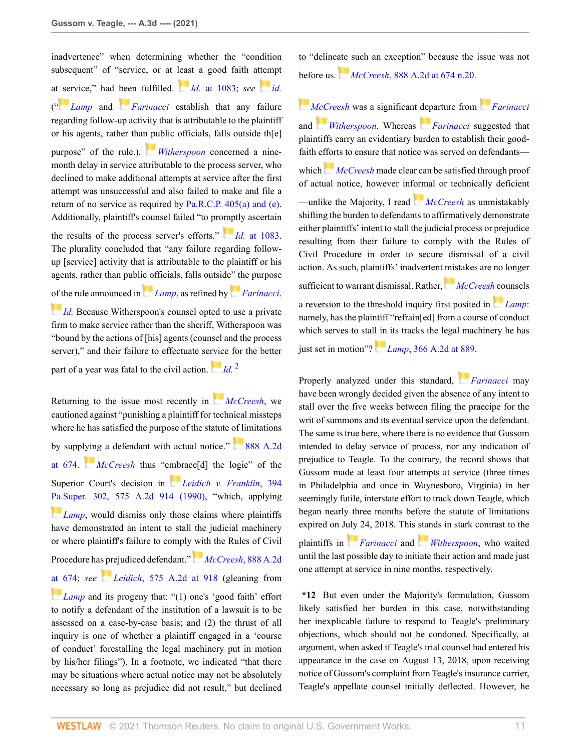inadvertence" when determining whether the "condition subsequent" of "service, or at least a good faith attempt at service," had been fulfilled. *Id.* at 1083; *see id.* ("*Lamp* and *Farinacci* establish that any failure regarding follow-up activity that is attributable to the plaintiff or his agents, rather than public officials, falls outside th[e] purpose" of the rule.). *Witherspoon* concerned a nine-month delay in service attributable to the process server, who declined to make additional attempts at service after the first attempt was unsuccessful and also failed to make and file a return of no service as required by Pa.R.C.P. 405(a) and (e). Additionally, plaintiff's counsel failed "to promptly ascertain the results of the process server's efforts." *Id.* at 1083. The plurality concluded that "any failure regarding follow-up [service] activity that is attributable to the plaintiff or his agents, rather than public officials, falls outside" the purpose of the rule announced in *Lamp*, as refined by *Farinacci*. *Id.* Because Witherspoon's counsel opted to use a private firm to make service rather than the sheriff, Witherspoon was "bound by the actions of [his] agents (counsel and the process server)," and their failure to effectuate service for the better part of a year was fatal to the civil action. *Id.* [2]

Returning to the issue most recently in *McCreesh*, we cautioned against "punishing a plaintiff for technical missteps where he has satisfied the purpose of the statute of limitations by supplying a defendant with actual notice." 888 A.2d at 674. *McCreesh* thus "embrace[d] the logic" of the Superior Court's decision in *Leidich v. Franklin*, 394 Pa.Super. 302, 575 A.2d 914 (1990), "which, applying *Lamp*, would dismiss only those claims where plaintiffs have demonstrated an intent to stall the judicial machinery or where plaintiff's failure to comply with the Rules of Civil Procedure has prejudiced defendant." *McCreesh*, 888 A.2d at 674; *see Leidich*, 575 A.2d at 918 (gleaning from *Lamp* and its progeny that: "(1) one's 'good faith' effort to notify a defendant of the institution of a lawsuit is to be assessed on a case-by-case basis; and (2) the thrust of all inquiry is one of whether a plaintiff engaged in a 'course of conduct' forestalling the legal machinery put in motion by his/her filings"). In a footnote, we indicated "that there may be situations where actual notice may not be absolutely necessary so long as prejudice did not result," but declined to "delineate such an exception" because the issue was not before us. *McCreesh*, 888 A.2d at 674 n.20.

*McCreesh* was a significant departure from *Farinacci* and *Witherspoon*. Whereas *Farinacci* suggested that plaintiffs carry an evidentiary burden to establish their good-faith efforts to ensure that notice was served on defendants—which *McCreesh* made clear can be satisfied through proof of actual notice, however informal or technically deficient—unlike the Majority, I read *McCreesh* as unmistakably shifting the burden to defendants to affirmatively demonstrate either plaintiffs' intent to stall the judicial process or prejudice resulting from their failure to comply with the Rules of Civil Procedure in order to secure dismissal of a civil action. As such, plaintiffs' inadvertent mistakes are no longer sufficient to warrant dismissal. Rather, *McCreesh* counsels a reversion to the threshold inquiry first posited in *Lamp*: namely, has the plaintiff "refrain[ed] from a course of conduct which serves to stall in its tracks the legal machinery he has just set in motion"? *Lamp*, 366 A.2d at 889.

Properly analyzed under this standard, *Farinacci* may have been wrongly decided given the absence of any intent to stall over the five weeks between filing the praecipe for the writ of summons and its eventual service upon the defendant. The same is true here, where there is no evidence that Gussom intended to delay service of process, nor any indication of prejudice to Teagle. To the contrary, the record shows that Gussom made at least four attempts at service (three times in Philadelphia and once in Waynesboro, Virginia) in her seemingly futile, interstate effort to track down Teagle, which began nearly three months before the statute of limitations expired on July 24, 2018. This stands in stark contrast to the plaintiffs in *Farinacci* and *Witherspoon*, who waited until the last possible day to initiate their action and made just one attempt at service in nine months, respectively.

**\*12** But even under the Majority's formulation, Gussom likely satisfied her burden in this case, notwithstanding her inexplicable failure to respond to Teagle's preliminary objections, which should not be condoned. Specifically, at argument, when asked if Teagle's trial counsel had entered his appearance in the case on August 13, 2018, upon receiving notice of Gussom's complaint from Teagle's insurance carrier, Teagle's appellate counsel initially deflected. However, he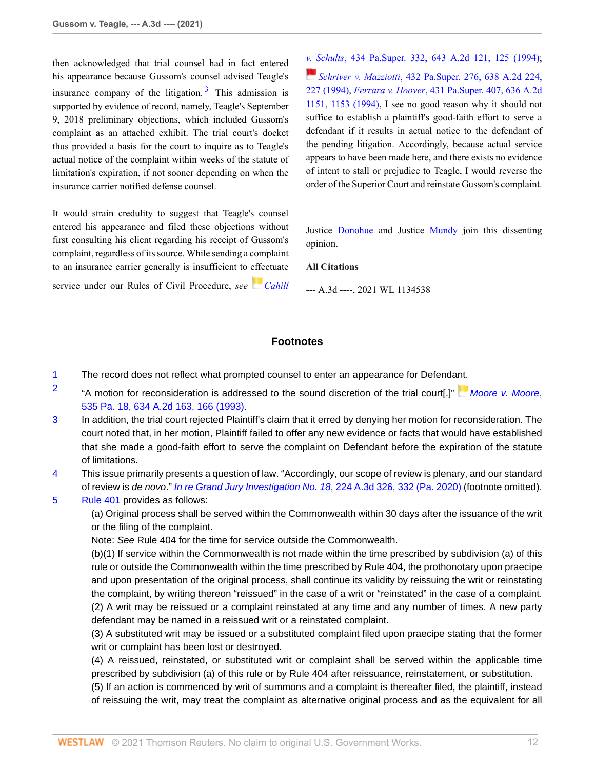then acknowledged that trial counsel had in fact entered his appearance because Gussom's counsel advised Teagle's insurance company of the litigation.[3] This admission is supported by evidence of record, namely, Teagle's September 9, 2018 preliminary objections, which included Gussom's complaint as an attached exhibit. The trial court's docket thus provided a basis for the court to inquire as to Teagle's actual notice of the complaint within weeks of the statute of limitation's expiration, if not sooner depending on when the insurance carrier notified defense counsel.

It would strain credulity to suggest that Teagle's counsel entered his appearance and filed these objections without first consulting his client regarding his receipt of Gussom's complaint, regardless of its source. While sending a complaint to an insurance carrier generally is insufficient to effectuate service under our Rules of Civil Procedure, *see* *Cahill v. Schults*, 434 Pa.Super. 332, 643 A.2d 121, 125 (1994); *Schriver v. Mazziotti*, 432 Pa.Super. 276, 638 A.2d 224, 227 (1994), *Ferrara v. Hoover*, 431 Pa.Super. 407, 636 A.2d 1151, 1153 (1994), I see no good reason why it should not suffice to establish a plaintiff's good-faith effort to serve a defendant if it results in actual notice to the defendant of the pending litigation. Accordingly, because actual service appears to have been made here, and there exists no evidence of intent to stall or prejudice to Teagle, I would reverse the order of the Superior Court and reinstate Gussom's complaint.

Justice Donohue and Justice Mundy join this dissenting opinion.

**All Citations**

--- A.3d ----, 2021 WL 1134538

## Footnotes

1 The record does not reflect what prompted counsel to enter an appearance for Defendant.

2 "A motion for reconsideration is addressed to the sound discretion of the trial court[.]" *Moore v. Moore*, 535 Pa. 18, 634 A.2d 163, 166 (1993).

3 In addition, the trial court rejected Plaintiff's claim that it erred by denying her motion for reconsideration. The court noted that, in her motion, Plaintiff failed to offer any new evidence or facts that would have established that she made a good-faith effort to serve the complaint on Defendant before the expiration of the statute of limitations.

4 This issue primarily presents a question of law. "Accordingly, our scope of review is plenary, and our standard of review is *de novo*." *In re Grand Jury Investigation No. 18*, 224 A.3d 326, 332 (Pa. 2020) (footnote omitted).

5 Rule 401 provides as follows:

(a) Original process shall be served within the Commonwealth within 30 days after the issuance of the writ or the filing of the complaint.

Note: *See* Rule 404 for the time for service outside the Commonwealth.

(b)(1) If service within the Commonwealth is not made within the time prescribed by subdivision (a) of this rule or outside the Commonwealth within the time prescribed by Rule 404, the prothonotary upon praecipe and upon presentation of the original process, shall continue its validity by reissuing the writ or reinstating the complaint, by writing thereon "reissued" in the case of a writ or "reinstated" in the case of a complaint.

(2) A writ may be reissued or a complaint reinstated at any time and any number of times. A new party defendant may be named in a reissued writ or a reinstated complaint.

(3) A substituted writ may be issued or a substituted complaint filed upon praecipe stating that the former writ or complaint has been lost or destroyed.

(4) A reissued, reinstated, or substituted writ or complaint shall be served within the applicable time prescribed by subdivision (a) of this rule or by Rule 404 after reissuance, reinstatement, or substitution.

(5) If an action is commenced by writ of summons and a complaint is thereafter filed, the plaintiff, instead of reissuing the writ, may treat the complaint as alternative original process and as the equivalent for all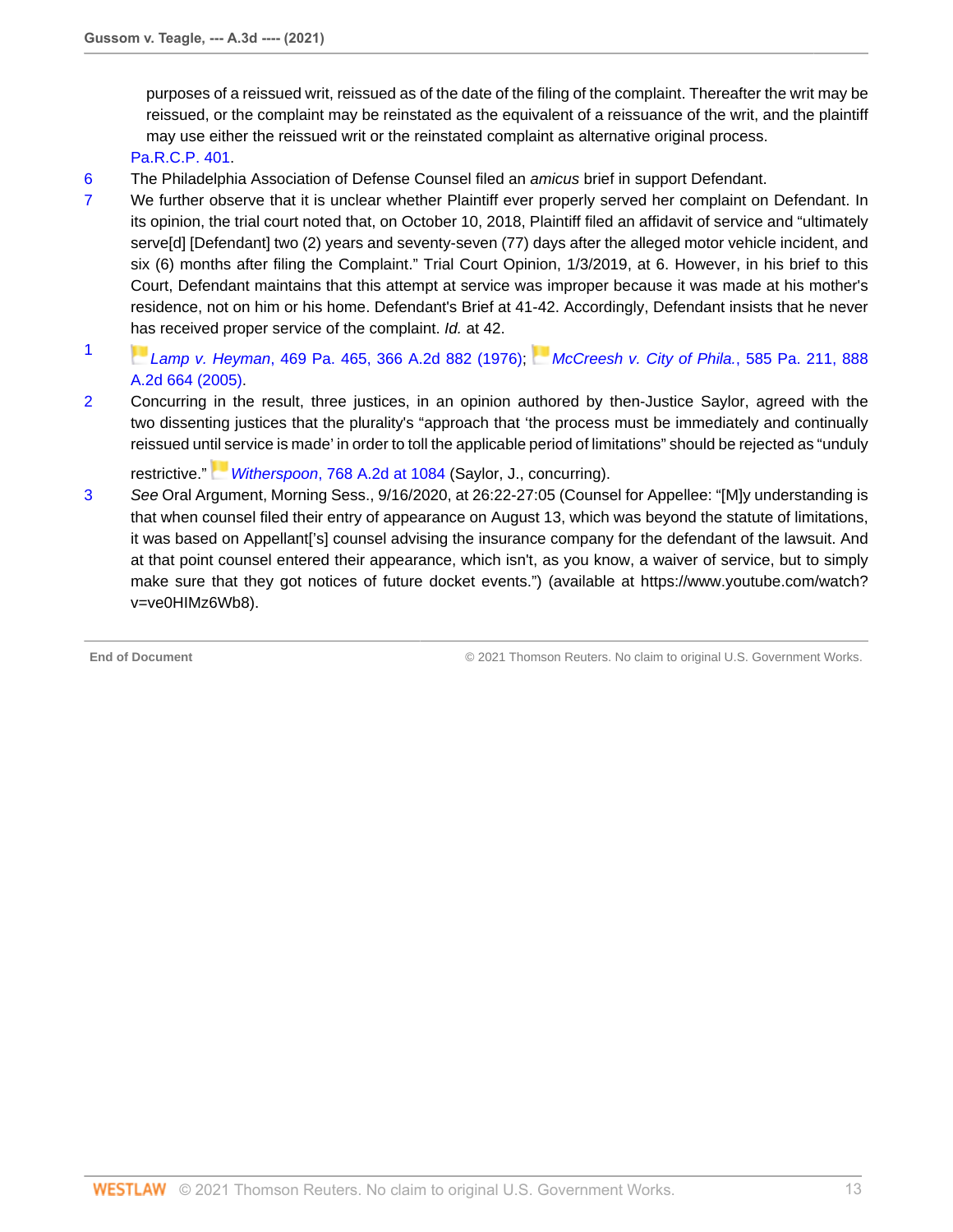purposes of a reissued writ, reissued as of the date of the filing of the complaint. Thereafter the writ may be reissued, or the complaint may be reinstated as the equivalent of a reissuance of the writ, and the plaintiff may use either the reissued writ or the reinstated complaint as alternative original process.

Pa.R.C.P. 401.

6 The Philadelphia Association of Defense Counsel filed an *amicus* brief in support Defendant.

7 We further observe that it is unclear whether Plaintiff ever properly served her complaint on Defendant. In its opinion, the trial court noted that, on October 10, 2018, Plaintiff filed an affidavit of service and "ultimately serve[d] [Defendant] two (2) years and seventy-seven (77) days after the alleged motor vehicle incident, and six (6) months after filing the Complaint." Trial Court Opinion, 1/3/2019, at 6. However, in his brief to this Court, Defendant maintains that this attempt at service was improper because it was made at his mother's residence, not on him or his home. Defendant's Brief at 41-42. Accordingly, Defendant insists that he never has received proper service of the complaint. *Id.* at 42.

1 *Lamp v. Heyman*, 469 Pa. 465, 366 A.2d 882 (1976); *McCreesh v. City of Phila.*, 585 Pa. 211, 888 A.2d 664 (2005).

2 Concurring in the result, three justices, in an opinion authored by then-Justice Saylor, agreed with the two dissenting justices that the plurality's "approach that 'the process must be immediately and continually reissued until service is made' in order to toll the applicable period of limitations" should be rejected as "unduly restrictive." *Witherspoon*, 768 A.2d at 1084 (Saylor, J., concurring).

3 *See* Oral Argument, Morning Sess., 9/16/2020, at 26:22-27:05 (Counsel for Appellee: "[M]y understanding is that when counsel filed their entry of appearance on August 13, which was beyond the statute of limitations, it was based on Appellant['s] counsel advising the insurance company for the defendant of the lawsuit. And at that point counsel entered their appearance, which isn't, as you know, a waiver of service, but to simply make sure that they got notices of future docket events.") (available at https://www.youtube.com/watch?v=ve0HIMz6Wb8).

**End of Document**